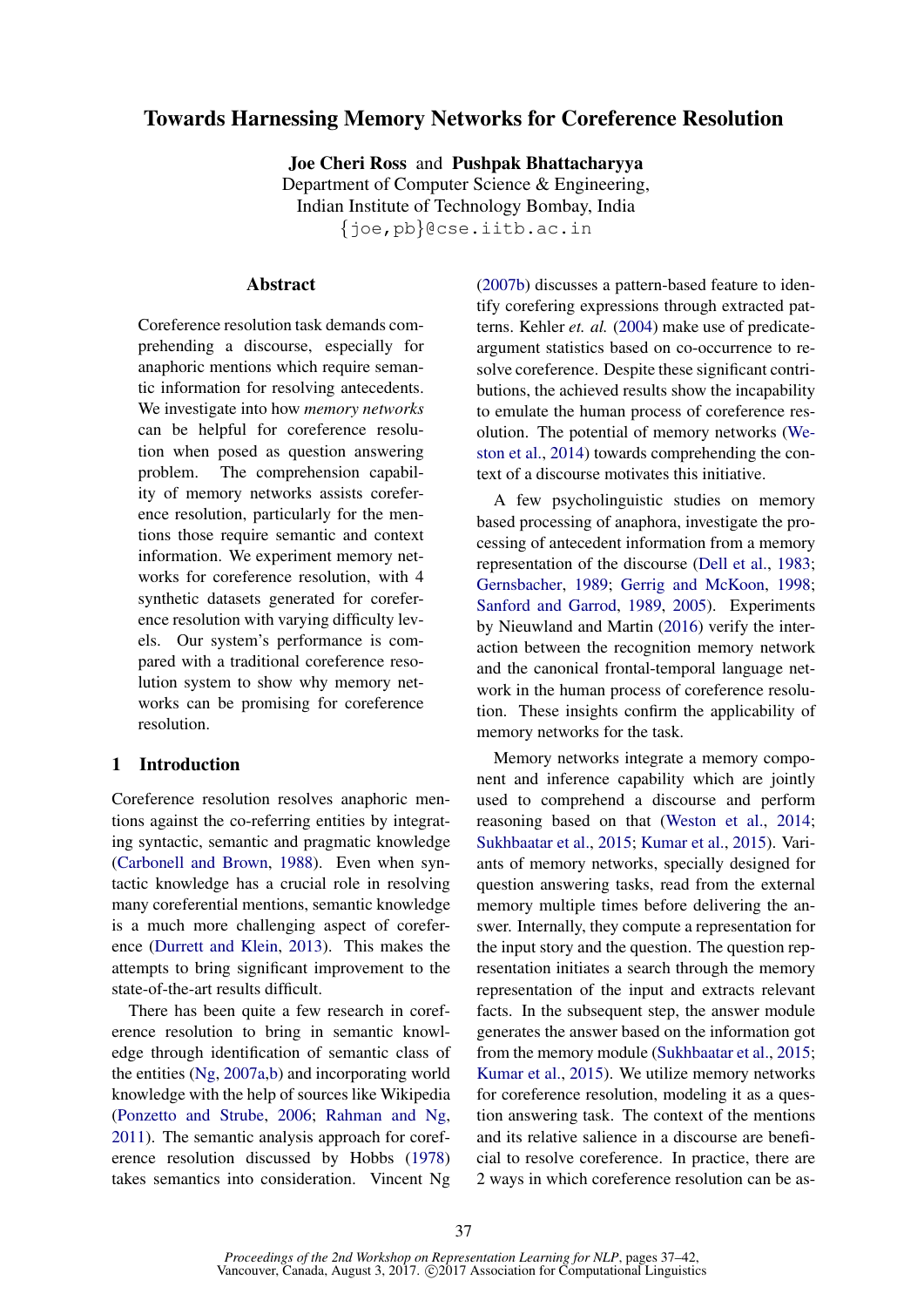# Towards Harnessing Memory Networks for Coreference Resolution

**Joe Cheri Ross** and **Pushpak Bhattacharyya**
Department of Computer Science & Engineering,
Indian Institute of Technology Bombay, India
{joe,pb}@cse.iitb.ac.in

## Abstract

Coreference resolution task demands comprehending a discourse, especially for anaphoric mentions which require semantic information for resolving antecedents. We investigate into how *memory networks* can be helpful for coreference resolution when posed as question answering problem. The comprehension capability of memory networks assists coreference resolution, particularly for the mentions those require semantic and context information. We experiment memory networks for coreference resolution, with 4 synthetic datasets generated for coreference resolution with varying difficulty levels. Our system's performance is compared with a traditional coreference resolution system to show why memory networks can be promising for coreference resolution.

## 1 Introduction

Coreference resolution resolves anaphoric mentions against the co-referring entities by integrating syntactic, semantic and pragmatic knowledge (Carbonell and Brown, 1988). Even when syntactic knowledge has a crucial role in resolving many coreferential mentions, semantic knowledge is a much more challenging aspect of coreference (Durrett and Klein, 2013). This makes the attempts to bring significant improvement to the state-of-the-art results difficult.

There has been quite a few research in coreference resolution to bring in semantic knowledge through identification of semantic class of the entities (Ng, 2007a,b) and incorporating world knowledge with the help of sources like Wikipedia (Ponzetto and Strube, 2006; Rahman and Ng, 2011). The semantic analysis approach for coreference resolution discussed by Hobbs (1978) takes semantics into consideration. Vincent Ng (2007b) discusses a pattern-based feature to identify corefering expressions through extracted patterns. Kehler *et. al.* (2004) make use of predicate-argument statistics based on co-occurrence to resolve coreference. Despite these significant contributions, the achieved results show the incapability to emulate the human process of coreference resolution. The potential of memory networks (Weston et al., 2014) towards comprehending the context of a discourse motivates this initiative.

A few psycholinguistic studies on memory based processing of anaphora, investigate the processing of antecedent information from a memory representation of the discourse (Dell et al., 1983; Gernsbacher, 1989; Gerrig and McKoon, 1998; Sanford and Garrod, 1989, 2005). Experiments by Nieuwland and Martin (2016) verify the interaction between the recognition memory network and the canonical frontal-temporal language network in the human process of coreference resolution. These insights confirm the applicability of memory networks for the task.

Memory networks integrate a memory component and inference capability which are jointly used to comprehend a discourse and perform reasoning based on that (Weston et al., 2014; Sukhbaatar et al., 2015; Kumar et al., 2015). Variants of memory networks, specially designed for question answering tasks, read from the external memory multiple times before delivering the answer. Internally, they compute a representation for the input story and the question. The question representation initiates a search through the memory representation of the input and extracts relevant facts. In the subsequent step, the answer module generates the answer based on the information got from the memory module (Sukhbaatar et al., 2015; Kumar et al., 2015). We utilize memory networks for coreference resolution, modeling it as a question answering task. The context of the mentions and its relative salience in a discourse are beneficial to resolve coreference. In practice, there are 2 ways in which coreference resolution can be as-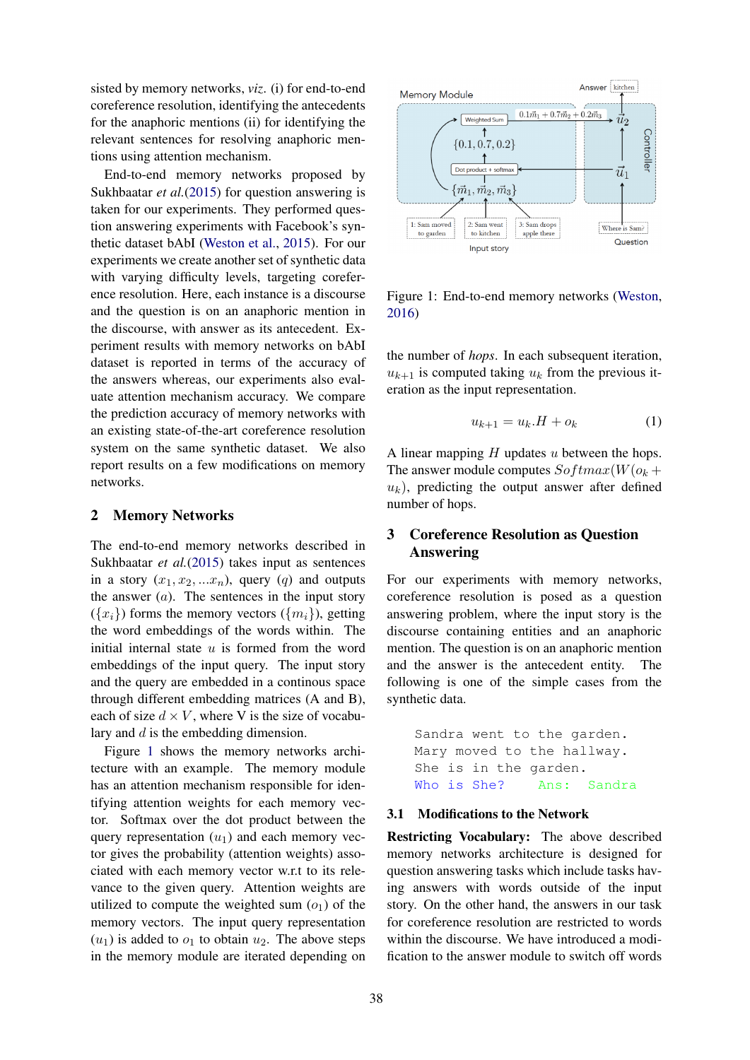sisted by memory networks, *viz.* (i) for end-to-end coreference resolution, identifying the antecedents for the anaphoric mentions (ii) for identifying the relevant sentences for resolving anaphoric mentions using attention mechanism.

End-to-end memory networks proposed by Sukhbaatar *et al.*(2015) for question answering is taken for our experiments. They performed question answering experiments with Facebook's synthetic dataset bAbI (Weston et al., 2015). For our experiments we create another set of synthetic data with varying difficulty levels, targeting coreference resolution. Here, each instance is a discourse and the question is on an anaphoric mention in the discourse, with answer as its antecedent. Experiment results with memory networks on bAbI dataset is reported in terms of the accuracy of the answers whereas, our experiments also evaluate attention mechanism accuracy. We compare the prediction accuracy of memory networks with an existing state-of-the-art coreference resolution system on the same synthetic dataset. We also report results on a few modifications on memory networks.

## 2 Memory Networks

The end-to-end memory networks described in Sukhbaatar *et al.*(2015) takes input as sentences in a story $(x_1, x_2, ...x_n)$, query $(q)$ and outputs the answer $(a)$. The sentences in the input story $(\{x_i\})$ forms the memory vectors $(\{m_i\})$, getting the word embeddings of the words within. The initial internal state $u$ is formed from the word embeddings of the input query. The input story and the query are embedded in a continous space through different embedding matrices (A and B), each of size $d \times V$, where V is the size of vocabulary and $d$ is the embedding dimension.

Figure 1 shows the memory networks architecture with an example. The memory module has an attention mechanism responsible for identifying attention weights for each memory vector. Softmax over the dot product between the query representation $(u_1)$ and each memory vector gives the probability (attention weights) associated with each memory vector w.r.t to its relevance to the given query. Attention weights are utilized to compute the weighted sum $(o_1)$ of the memory vectors. The input query representation $(u_1)$ is added to $o_1$ to obtain $u_2$. The above steps in the memory module are iterated depending on the number of *hops*. In each subsequent iteration, $u_{k+1}$ is computed taking $u_k$ from the previous iteration as the input representation.

Figure 1: End-to-end memory networks (Weston, 2016)

$$u_{k+1} = u_k.H + o_k \tag{1}$$

A linear mapping $H$ updates $u$ between the hops. The answer module computes $Softmax(W(o_k + u_k)$, predicting the output answer after defined number of hops.

## 3 Coreference Resolution as Question Answering

For our experiments with memory networks, coreference resolution is posed as a question answering problem, where the input story is the discourse containing entities and an anaphoric mention. The question is on an anaphoric mention and the answer is the antecedent entity. The following is one of the simple cases from the synthetic data.

```
Sandra went to the garden.
Mary moved to the hallway.
She is in the garden.
Who is She?     Ans:  Sandra
```

### 3.1 Modifications to the Network

**Restricting Vocabulary:** The above described memory networks architecture is designed for question answering tasks which include tasks having answers with words outside of the input story. On the other hand, the answers in our task for coreference resolution are restricted to words within the discourse. We have introduced a modification to the answer module to switch off words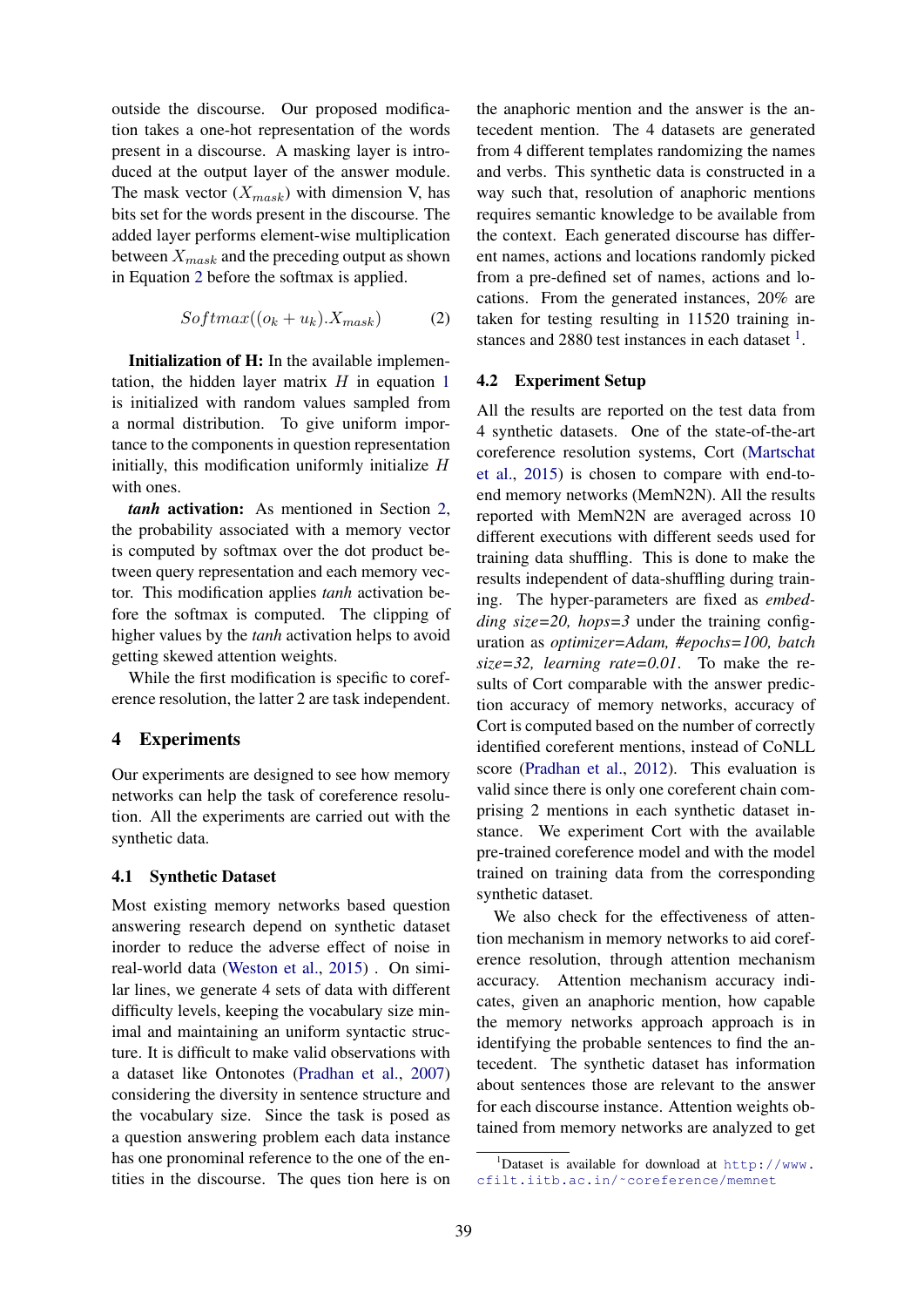outside the discourse. Our proposed modification takes a one-hot representation of the words present in a discourse. A masking layer is introduced at the output layer of the answer module. The mask vector ($X_{mask}$) with dimension V, has bits set for the words present in the discourse. The added layer performs element-wise multiplication between $X_{mask}$ and the preceding output as shown in Equation 2 before the softmax is applied.

$$Softmax((o_k + u_k).X_{mask}) \tag{2}$$

**Initialization of H:** In the available implementation, the hidden layer matrix $H$ in equation 1 is initialized with random values sampled from a normal distribution. To give uniform importance to the components in question representation initially, this modification uniformly initialize $H$ with ones.

***tanh* activation:** As mentioned in Section 2, the probability associated with a memory vector is computed by softmax over the dot product between query representation and each memory vector. This modification applies *tanh* activation before the softmax is computed. The clipping of higher values by the *tanh* activation helps to avoid getting skewed attention weights.

While the first modification is specific to coreference resolution, the latter 2 are task independent.

# 4 Experiments

Our experiments are designed to see how memory networks can help the task of coreference resolution. All the experiments are carried out with the synthetic data.

## 4.1 Synthetic Dataset

Most existing memory networks based question answering research depend on synthetic dataset inorder to reduce the adverse effect of noise in real-world data (Weston et al., 2015) . On similar lines, we generate 4 sets of data with different difficulty levels, keeping the vocabulary size minimal and maintaining an uniform syntactic structure. It is difficult to make valid observations with a dataset like Ontonotes (Pradhan et al., 2007) considering the diversity in sentence structure and the vocabulary size. Since the task is posed as a question answering problem each data instance has one pronominal reference to the one of the entities in the discourse. The ques tion here is on the anaphoric mention and the answer is the antecedent mention. The 4 datasets are generated from 4 different templates randomizing the names and verbs. This synthetic data is constructed in a way such that, resolution of anaphoric mentions requires semantic knowledge to be available from the context. Each generated discourse has different names, actions and locations randomly picked from a pre-defined set of names, actions and locations. From the generated instances, 20% are taken for testing resulting in 11520 training instances and 2880 test instances in each dataset [1].

## 4.2 Experiment Setup

All the results are reported on the test data from 4 synthetic datasets. One of the state-of-the-art coreference resolution systems, Cort (Martschat et al., 2015) is chosen to compare with end-to-end memory networks (MemN2N). All the results reported with MemN2N are averaged across 10 different executions with different seeds used for training data shuffling. This is done to make the results independent of data-shuffling during training. The hyper-parameters are fixed as *embedding size=20, hops=3* under the training configuration as *optimizer=Adam, #epochs=100, batch size=32, learning rate=0.01*. To make the results of Cort comparable with the answer prediction accuracy of memory networks, accuracy of Cort is computed based on the number of correctly identified coreferent mentions, instead of CoNLL score (Pradhan et al., 2012). This evaluation is valid since there is only one coreferent chain comprising 2 mentions in each synthetic dataset instance. We experiment Cort with the available pre-trained coreference model and with the model trained on training data from the corresponding synthetic dataset.

We also check for the effectiveness of attention mechanism in memory networks to aid coreference resolution, through attention mechanism accuracy. Attention mechanism accuracy indicates, given an anaphoric mention, how capable the memory networks approach approach is in identifying the probable sentences to find the antecedent. The synthetic dataset has information about sentences those are relevant to the answer for each discourse instance. Attention weights obtained from memory networks are analyzed to get

[1] Dataset is available for download at http://www.cfilt.iitb.ac.in/~coreference/memnet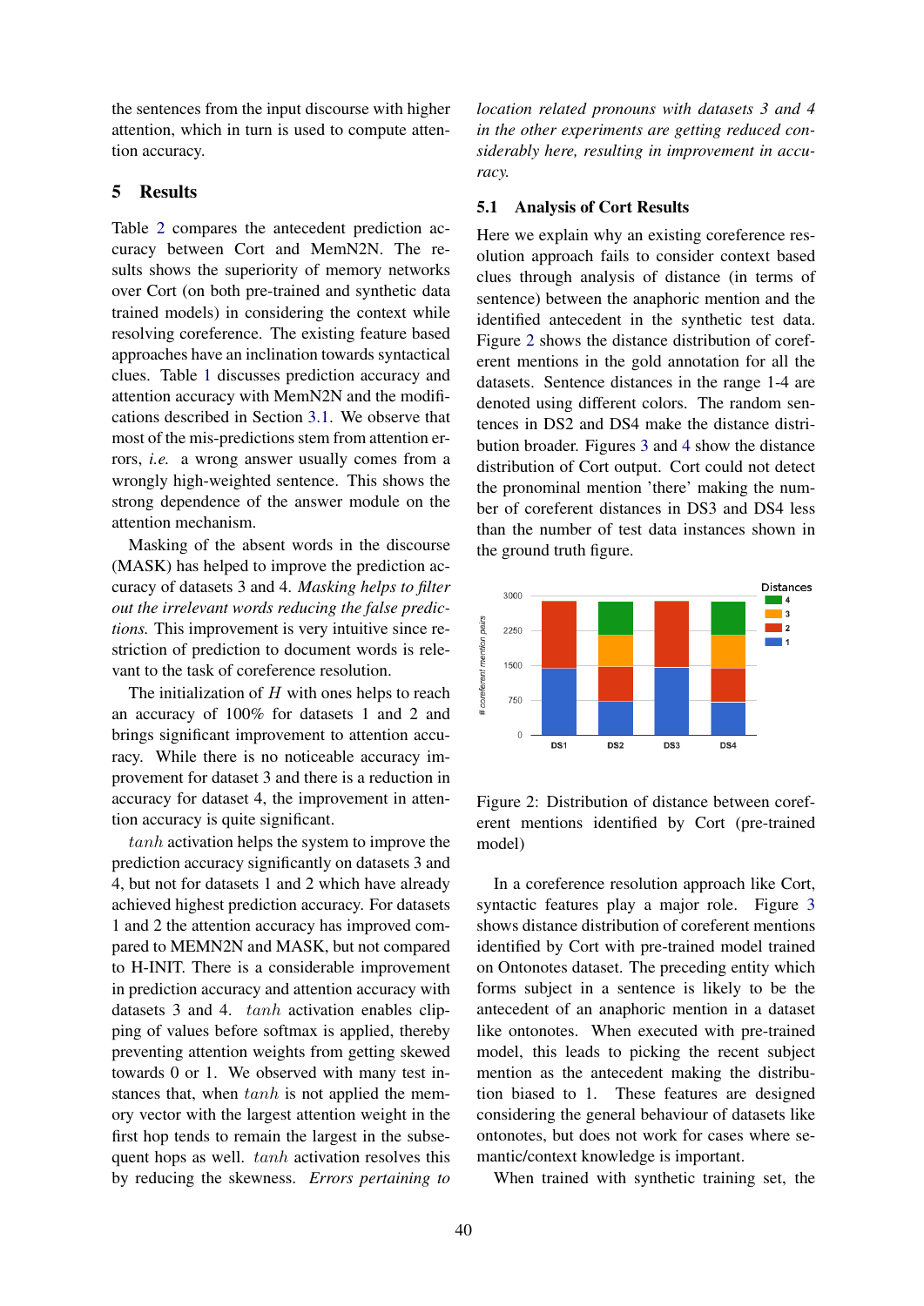the sentences from the input discourse with higher attention, which in turn is used to compute attention accuracy.

## 5 Results

Table 2 compares the antecedent prediction accuracy between Cort and MemN2N. The results shows the superiority of memory networks over Cort (on both pre-trained and synthetic data trained models) in considering the context while resolving coreference. The existing feature based approaches have an inclination towards syntactical clues. Table 1 discusses prediction accuracy and attention accuracy with MemN2N and the modifications described in Section 3.1. We observe that most of the mis-predictions stem from attention errors, *i.e.* a wrong answer usually comes from a wrongly high-weighted sentence. This shows the strong dependence of the answer module on the attention mechanism.

Masking of the absent words in the discourse (MASK) has helped to improve the prediction accuracy of datasets 3 and 4. *Masking helps to filter out the irrelevant words reducing the false predictions.* This improvement is very intuitive since restriction of prediction to document words is relevant to the task of coreference resolution.

The initialization of $H$ with ones helps to reach an accuracy of 100% for datasets 1 and 2 and brings significant improvement to attention accuracy. While there is no noticeable accuracy improvement for dataset 3 and there is a reduction in accuracy for dataset 4, the improvement in attention accuracy is quite significant.

$tanh$ activation helps the system to improve the prediction accuracy significantly on datasets 3 and 4, but not for datasets 1 and 2 which have already achieved highest prediction accuracy. For datasets 1 and 2 the attention accuracy has improved compared to MEMN2N and MASK, but not compared to H-INIT. There is a considerable improvement in prediction accuracy and attention accuracy with datasets 3 and 4. $tanh$ activation enables clipping of values before softmax is applied, thereby preventing attention weights from getting skewed towards 0 or 1. We observed with many test instances that, when $tanh$ is not applied the memory vector with the largest attention weight in the first hop tends to remain the largest in the subsequent hops as well. $tanh$ activation resolves this by reducing the skewness. *Errors pertaining to location related pronouns with datasets 3 and 4 in the other experiments are getting reduced considerably here, resulting in improvement in accuracy.*

### 5.1 Analysis of Cort Results

Here we explain why an existing coreference resolution approach fails to consider context based clues through analysis of distance (in terms of sentence) between the anaphoric mention and the identified antecedent in the synthetic test data. Figure 2 shows the distance distribution of coreferent mentions in the gold annotation for all the datasets. Sentence distances in the range 1-4 are denoted using different colors. The random sentences in DS2 and DS4 make the distance distribution broader. Figures 3 and 4 show the distance distribution of Cort output. Cort could not detect the pronominal mention 'there' making the number of coreferent distances in DS3 and DS4 less than the number of test data instances shown in the ground truth figure.

Figure 2: Distribution of distance between coreferent mentions identified by Cort (pre-trained model)

In a coreference resolution approach like Cort, syntactic features play a major role. Figure 3 shows distance distribution of coreferent mentions identified by Cort with pre-trained model trained on Ontonotes dataset. The preceding entity which forms subject in a sentence is likely to be the antecedent of an anaphoric mention in a dataset like ontonotes. When executed with pre-trained model, this leads to picking the recent subject mention as the antecedent making the distribution biased to 1. These features are designed considering the general behaviour of datasets like ontonotes, but does not work for cases where semantic/context knowledge is important.

When trained with synthetic training set, the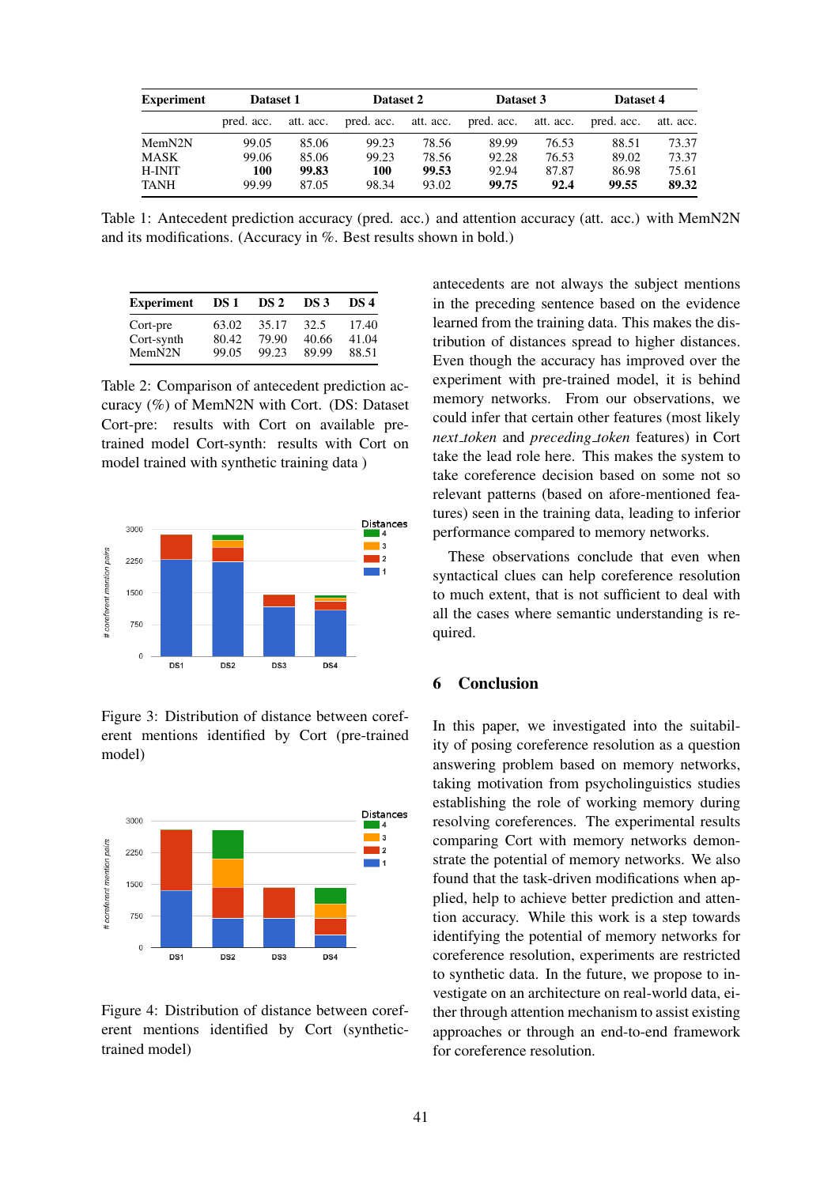| Experiment | Dataset 1 | | Dataset 2 | | Dataset 3 | | Dataset 4 | |
|---|---|---|---|---|---|---|---|---|
| | pred. acc. | att. acc. | pred. acc. | att. acc. | pred. acc. | att. acc. | pred. acc. | att. acc. |
| MemN2N | 99.05 | 85.06 | 99.23 | 78.56 | 89.99 | 76.53 | 88.51 | 73.37 |
| MASK | 99.06 | 85.06 | 99.23 | 78.56 | 92.28 | 76.53 | 89.02 | 73.37 |
| H-INIT | **100** | **99.83** | **100** | **99.53** | 92.94 | 87.87 | 86.98 | 75.61 |
| TANH | 99.99 | 87.05 | 98.34 | 93.02 | **99.75** | **92.4** | **99.55** | **89.32** |

Table 1: Antecedent prediction accuracy (pred. acc.) and attention accuracy (att. acc.) with MemN2N and its modifications. (Accuracy in %. Best results shown in bold.)

| Experiment | DS 1 | DS 2 | DS 3 | DS 4 |
|---|---|---|---|---|
| Cort-pre | 63.02 | 35.17 | 32.5 | 17.40 |
| Cort-synth | 80.42 | 79.90 | 40.66 | 41.04 |
| MemN2N | 99.05 | 99.23 | 89.99 | 88.51 |

Table 2: Comparison of antecedent prediction accuracy (%) of MemN2N with Cort. (DS: Dataset Cort-pre: results with Cort on available pre-trained model Cort-synth: results with Cort on model trained with synthetic training data )

Figure 3: Distribution of distance between coreferent mentions identified by Cort (pre-trained model)

Figure 4: Distribution of distance between coreferent mentions identified by Cort (synthetic-trained model)

antecedents are not always the subject mentions in the preceding sentence based on the evidence learned from the training data. This makes the distribution of distances spread to higher distances. Even though the accuracy has improved over the experiment with pre-trained model, it is behind memory networks. From our observations, we could infer that certain other features (most likely *next_token* and *preceding_token* features) in Cort take the lead role here. This makes the system to take coreference decision based on some not so relevant patterns (based on afore-mentioned features) seen in the training data, leading to inferior performance compared to memory networks.

These observations conclude that even when syntactical clues can help coreference resolution to much extent, that is not sufficient to deal with all the cases where semantic understanding is required.

## 6 Conclusion

In this paper, we investigated into the suitability of posing coreference resolution as a question answering problem based on memory networks, taking motivation from psycholinguistics studies establishing the role of working memory during resolving coreferences. The experimental results comparing Cort with memory networks demonstrate the potential of memory networks. We also found that the task-driven modifications when applied, help to achieve better prediction and attention accuracy. While this work is a step towards identifying the potential of memory networks for coreference resolution, experiments are restricted to synthetic data. In the future, we propose to investigate on an architecture on real-world data, either through attention mechanism to assist existing approaches or through an end-to-end framework for coreference resolution.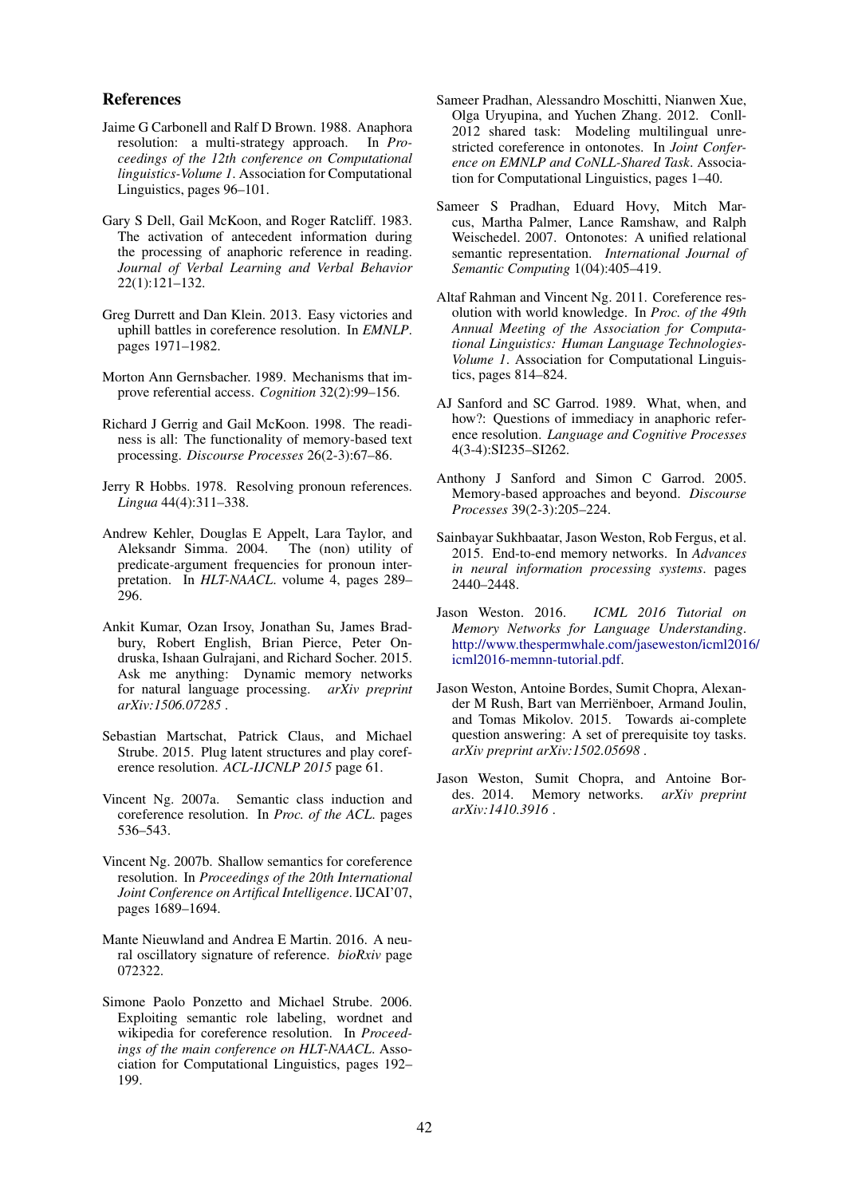## References

Jaime G Carbonell and Ralf D Brown. 1988. Anaphora resolution: a multi-strategy approach. In *Proceedings of the 12th conference on Computational linguistics-Volume 1*. Association for Computational Linguistics, pages 96–101.

Gary S Dell, Gail McKoon, and Roger Ratcliff. 1983. The activation of antecedent information during the processing of anaphoric reference in reading. *Journal of Verbal Learning and Verbal Behavior* 22(1):121–132.

Greg Durrett and Dan Klein. 2013. Easy victories and uphill battles in coreference resolution. In *EMNLP*. pages 1971–1982.

Morton Ann Gernsbacher. 1989. Mechanisms that improve referential access. *Cognition* 32(2):99–156.

Richard J Gerrig and Gail McKoon. 1998. The readiness is all: The functionality of memory-based text processing. *Discourse Processes* 26(2-3):67–86.

Jerry R Hobbs. 1978. Resolving pronoun references. *Lingua* 44(4):311–338.

Andrew Kehler, Douglas E Appelt, Lara Taylor, and Aleksandr Simma. 2004. The (non) utility of predicate-argument frequencies for pronoun interpretation. In *HLT-NAACL*. volume 4, pages 289–296.

Ankit Kumar, Ozan Irsoy, Jonathan Su, James Bradbury, Robert English, Brian Pierce, Peter Ondruska, Ishaan Gulrajani, and Richard Socher. 2015. Ask me anything: Dynamic memory networks for natural language processing. *arXiv preprint arXiv:1506.07285* .

Sebastian Martschat, Patrick Claus, and Michael Strube. 2015. Plug latent structures and play coreference resolution. *ACL-IJCNLP 2015* page 61.

Vincent Ng. 2007a. Semantic class induction and coreference resolution. In *Proc. of the ACL*. pages 536–543.

Vincent Ng. 2007b. Shallow semantics for coreference resolution. In *Proceedings of the 20th International Joint Conference on Artifical Intelligence*. IJCAI'07, pages 1689–1694.

Mante Nieuwland and Andrea E Martin. 2016. A neural oscillatory signature of reference. *bioRxiv* page 072322.

Simone Paolo Ponzetto and Michael Strube. 2006. Exploiting semantic role labeling, wordnet and wikipedia for coreference resolution. In *Proceedings of the main conference on HLT-NAACL*. Association for Computational Linguistics, pages 192–199.

Sameer Pradhan, Alessandro Moschitti, Nianwen Xue, Olga Uryupina, and Yuchen Zhang. 2012. Conll-2012 shared task: Modeling multilingual unrestricted coreference in ontonotes. In *Joint Conference on EMNLP and CoNLL-Shared Task*. Association for Computational Linguistics, pages 1–40.

Sameer S Pradhan, Eduard Hovy, Mitch Marcus, Martha Palmer, Lance Ramshaw, and Ralph Weischedel. 2007. Ontonotes: A unified relational semantic representation. *International Journal of Semantic Computing* 1(04):405–419.

Altaf Rahman and Vincent Ng. 2011. Coreference resolution with world knowledge. In *Proc. of the 49th Annual Meeting of the Association for Computational Linguistics: Human Language Technologies-Volume 1*. Association for Computational Linguistics, pages 814–824.

AJ Sanford and SC Garrod. 1989. What, when, and how?: Questions of immediacy in anaphoric reference resolution. *Language and Cognitive Processes* 4(3-4):SI235–SI262.

Anthony J Sanford and Simon C Garrod. 2005. Memory-based approaches and beyond. *Discourse Processes* 39(2-3):205–224.

Sainbayar Sukhbaatar, Jason Weston, Rob Fergus, et al. 2015. End-to-end memory networks. In *Advances in neural information processing systems*. pages 2440–2448.

Jason Weston. 2016. *ICML 2016 Tutorial on Memory Networks for Language Understanding*. http://www.thespermwhale.com/jaseweston/icml2016/icml2016-memnn-tutorial.pdf.

Jason Weston, Antoine Bordes, Sumit Chopra, Alexander M Rush, Bart van Merriënboer, Armand Joulin, and Tomas Mikolov. 2015. Towards ai-complete question answering: A set of prerequisite toy tasks. *arXiv preprint arXiv:1502.05698* .

Jason Weston, Sumit Chopra, and Antoine Bordes. 2014. Memory networks. *arXiv preprint arXiv:1410.3916* .